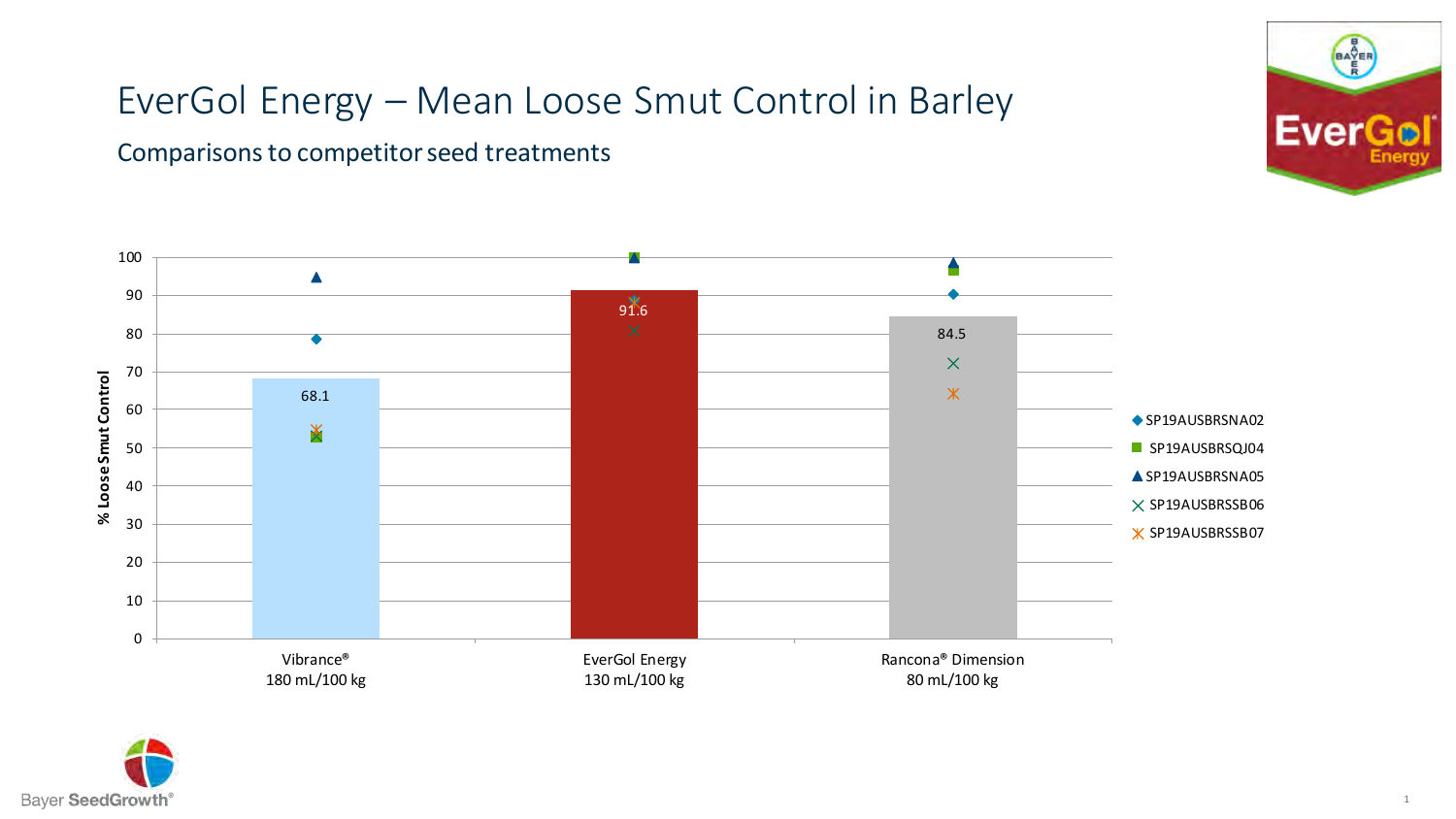# EverGol Energy – Mean Loose Smut Control in Barley

## Comparisons to competitor seed treatments

% Loose Smut Control

| Treatment | Mean % Loose Smut Control |
|---|---|
| Vibrance® 180 mL/100 kg | 68.1 |
| EverGol Energy 130 mL/100 kg | 91.6 |
| Rancona® Dimension 80 mL/100 kg | 84.5 |

Legend: SP19AUSBRSNA02, SP19AUSBRSQJ04, SP19AUSBRSNA05, SP19AUSBRSSB06, SP19AUSBRSSB07

Bayer SeedGrowth®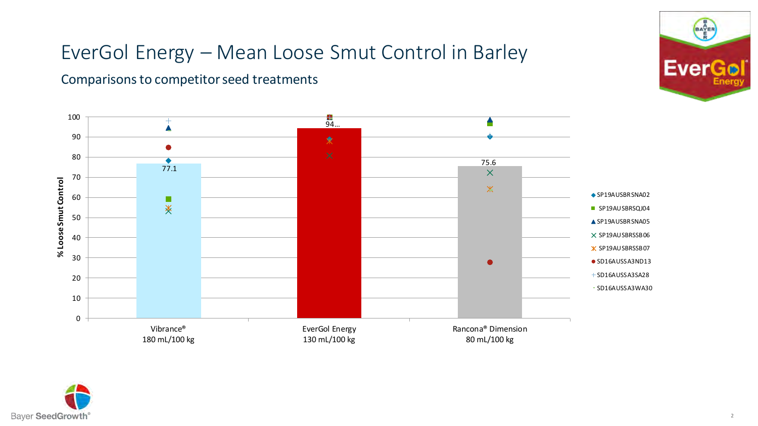# EverGol Energy – Mean Loose Smut Control in Barley

## Comparisons to competitor seed treatments

| Treatment | Mean % Loose Smut Control |
|---|---|
| Vibrance® 180 mL/100 kg | 77.1 |
| EverGol Energy 130 mL/100 kg | 94… |
| Rancona® Dimension 80 mL/100 kg | 75.6 |

% Loose Smut Control

Trials: SP19AUSBRSNA02, SP19AUSBRSQJ04, SP19AUSBRSNA05, SP19AUSBRSSB06, SP19AUSBRSSB07, SD16AUSSA3ND13, SD16AUSSA3SA28, SD16AUSSA3WA30

Bayer SeedGrowth®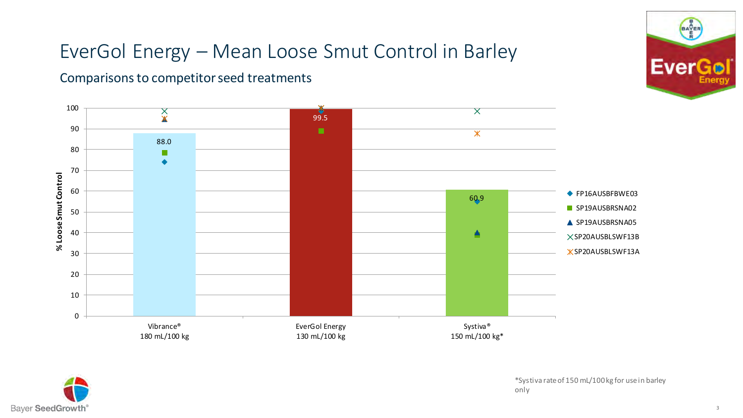# EverGol Energy – Mean Loose Smut Control in Barley

## Comparisons to competitor seed treatments

| Treatment | % Loose Smut Control (mean) |
|---|---|
| Vibrance® 180 mL/100 kg | 88.0 |
| EverGol Energy 130 mL/100 kg | 99.5 |
| Systiva® 150 mL/100 kg* | 60.9 |

Y-axis: % Loose Smut Control

Legend: FP16AUSBFBWE03; SP19AUSBRSNA02; SP19AUSBRSNA05; SP20AUSBLSWF13B; SP20AUSBLSWF13A

*Systiva rate of 150 mL/100kg for use in barley only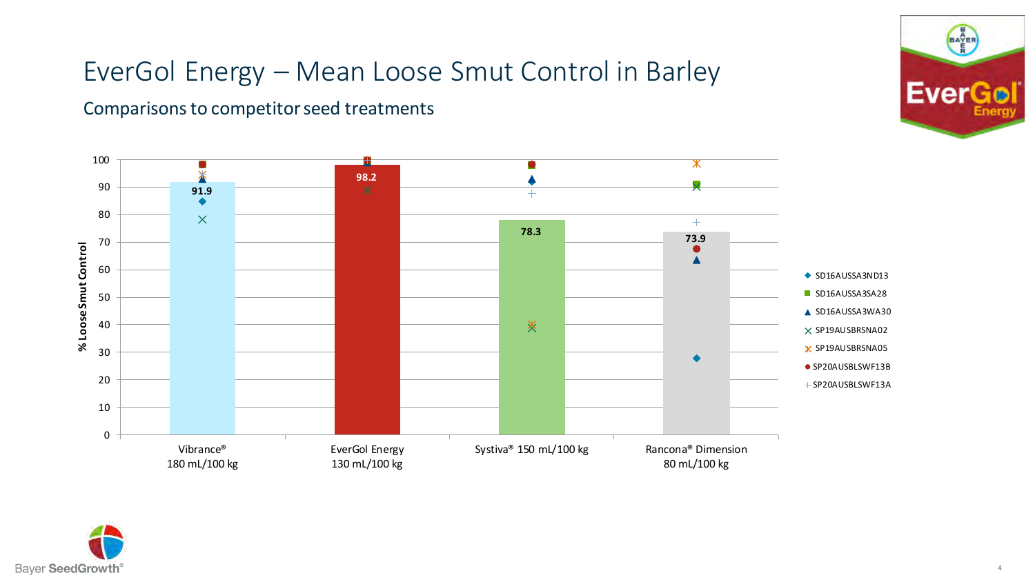# EverGol Energy – Mean Loose Smut Control in Barley

## Comparisons to competitor seed treatments

% Loose Smut Control

100
90
80
70
60
50
40
30
20
10
0

91.9
98.2
78.3
73.9

Vibrance® 180 mL/100 kg
EverGol Energy 130 mL/100 kg
Systiva® 150 mL/100 kg
Rancona® Dimension 80 mL/100 kg

SD16AUSSA3ND13
SD16AUSSA3SA28
SD16AUSSA3WA30
SP19AUSBRSNA02
SP19AUSBRSNA05
SP20AUSBLSWF13B
SP20AUSBLSWF13A

EverGol Energy

Bayer SeedGrowth®